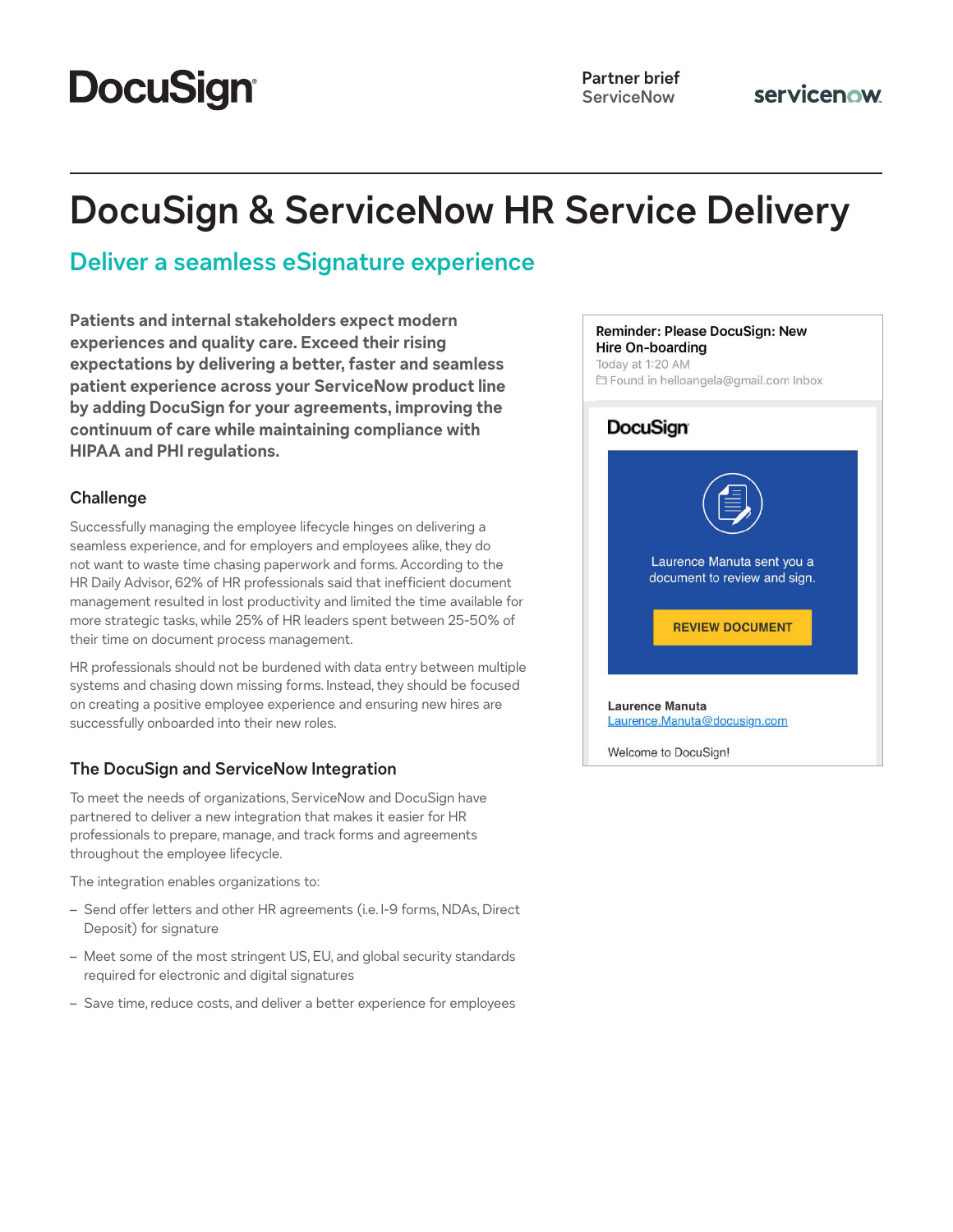DocuSign

**Partner brief**
ServiceNow

servicenow

# DocuSign & ServiceNow HR Service Delivery

## Deliver a seamless eSignature experience

**Patients and internal stakeholders expect modern experiences and quality care. Exceed their rising expectations by delivering a better, faster and seamless patient experience across your ServiceNow product line by adding DocuSign for your agreements, improving the continuum of care while maintaining compliance with HIPAA and PHI regulations.**

### Challenge

Successfully managing the employee lifecycle hinges on delivering a seamless experience, and for employers and employees alike, they do not want to waste time chasing paperwork and forms. According to the HR Daily Advisor, 62% of HR professionals said that inefficient document management resulted in lost productivity and limited the time available for more strategic tasks, while 25% of HR leaders spent between 25-50% of their time on document process management.

HR professionals should not be burdened with data entry between multiple systems and chasing down missing forms. Instead, they should be focused on creating a positive employee experience and ensuring new hires are successfully onboarded into their new roles.

### The DocuSign and ServiceNow Integration

To meet the needs of organizations, ServiceNow and DocuSign have partnered to deliver a new integration that makes it easier for HR professionals to prepare, manage, and track forms and agreements throughout the employee lifecycle.

The integration enables organizations to:

- Send offer letters and other HR agreements (i.e. I-9 forms, NDAs, Direct Deposit) for signature
- Meet some of the most stringent US, EU, and global security standards required for electronic and digital signatures
- Save time, reduce costs, and deliver a better experience for employees

**Reminder: Please DocuSign: New Hire On-boarding**
Today at 1:20 AM
Found in helloangela@gmail.com Inbox

DocuSign

Laurence Manuta sent you a document to review and sign.

REVIEW DOCUMENT

**Laurence Manuta**
Laurence.Manuta@docusign.com

Welcome to DocuSign!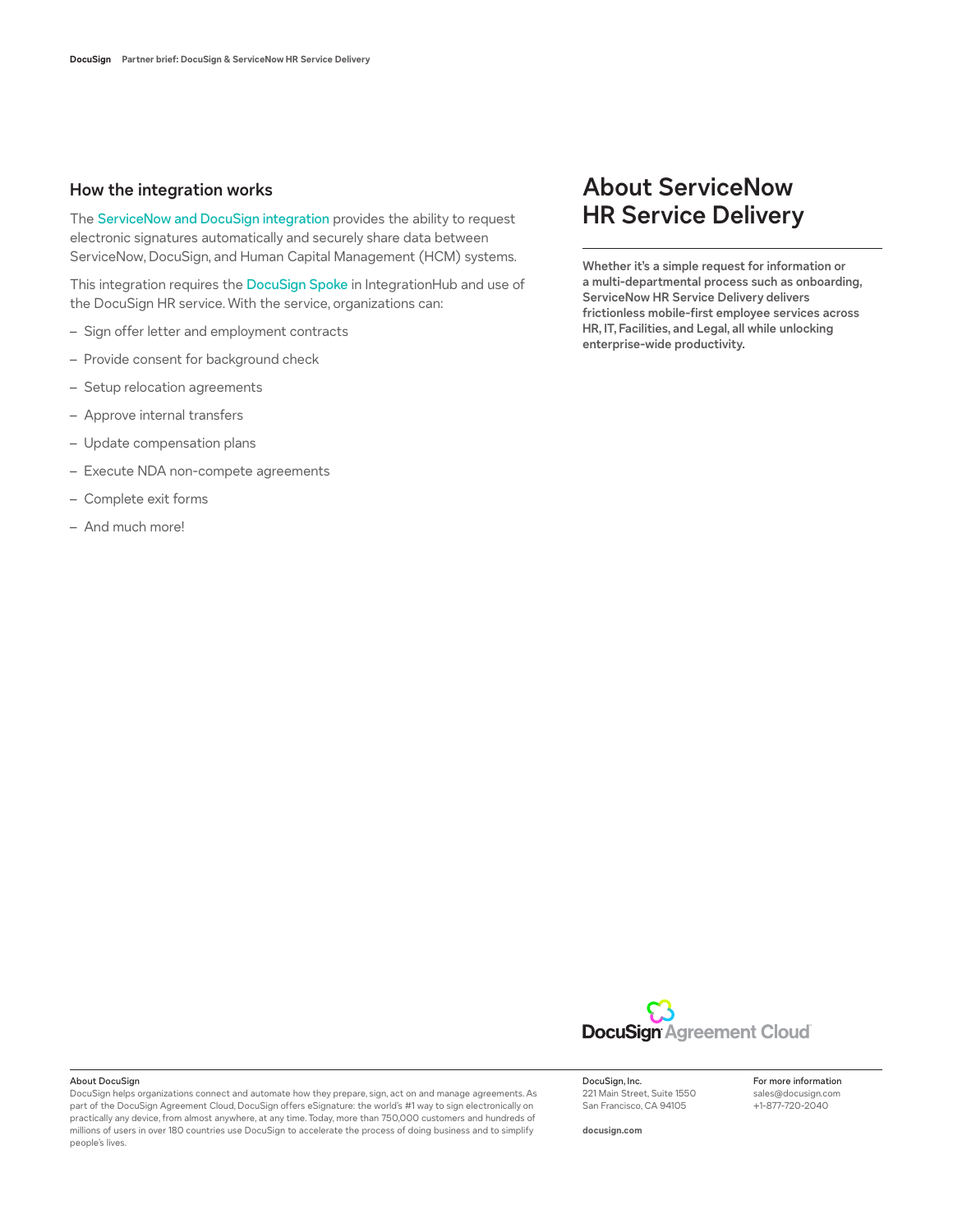## How the integration works

The ServiceNow and DocuSign integration provides the ability to request electronic signatures automatically and securely share data between ServiceNow, DocuSign, and Human Capital Management (HCM) systems.

This integration requires the DocuSign Spoke in IntegrationHub and use of the DocuSign HR service. With the service, organizations can:

- Sign offer letter and employment contracts
- Provide consent for background check
- Setup relocation agreements
- Approve internal transfers
- Update compensation plans
- Execute NDA non-compete agreements
- Complete exit forms
- And much more!

# About ServiceNow HR Service Delivery

**Whether it's a simple request for information or a multi-departmental process such as onboarding, ServiceNow HR Service Delivery delivers frictionless mobile-first employee services across HR, IT, Facilities, and Legal, all while unlocking enterprise-wide productivity.**

DocuSign Agreement Cloud

About DocuSign
DocuSign helps organizations connect and automate how they prepare, sign, act on and manage agreements. As part of the DocuSign Agreement Cloud, DocuSign offers eSignature: the world's #1 way to sign electronically on practically any device, from almost anywhere, at any time. Today, more than 750,000 customers and hundreds of millions of users in over 180 countries use DocuSign to accelerate the process of doing business and to simplify people's lives.

DocuSign, Inc.
221 Main Street, Suite 1550
San Francisco, CA 94105

**docusign.com**

For more information
sales@docusign.com
+1-877-720-2040